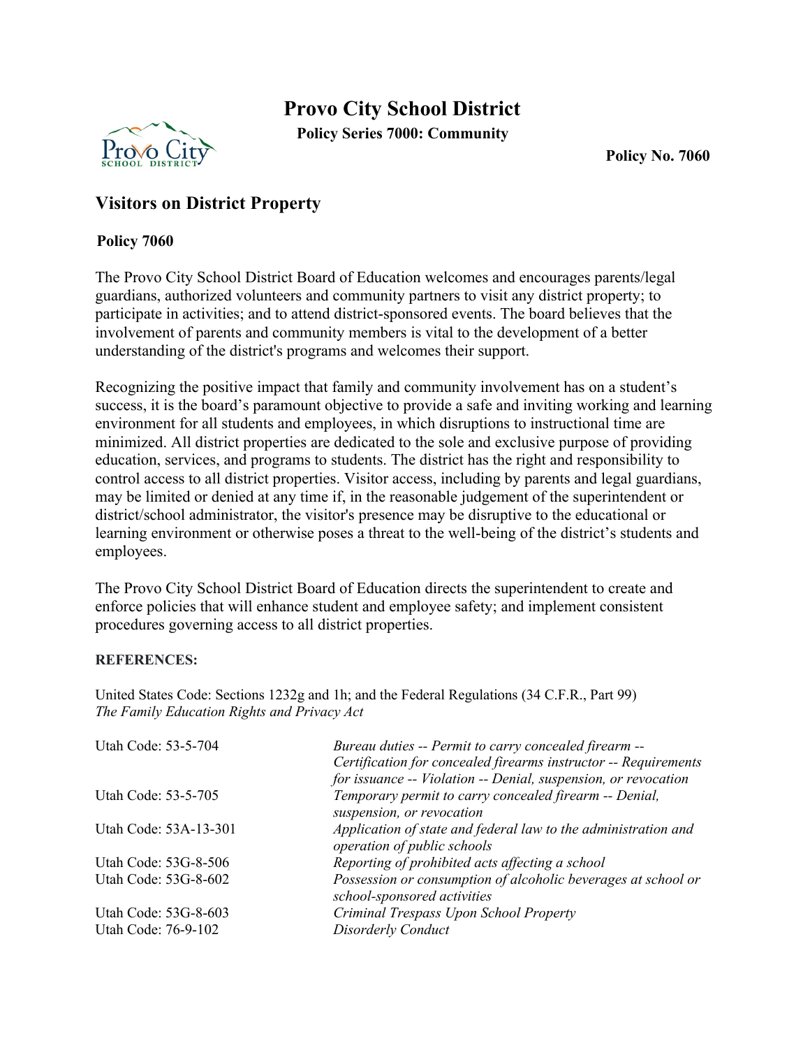# Provo City School District

**Policy Series 7000: Community**

**Policy No. 7060**

## Visitors on District Property

**Policy 7060**

The Provo City School District Board of Education welcomes and encourages parents/legal guardians, authorized volunteers and community partners to visit any district property; to participate in activities; and to attend district-sponsored events. The board believes that the involvement of parents and community members is vital to the development of a better understanding of the district's programs and welcomes their support.

Recognizing the positive impact that family and community involvement has on a student's success, it is the board's paramount objective to provide a safe and inviting working and learning environment for all students and employees, in which disruptions to instructional time are minimized. All district properties are dedicated to the sole and exclusive purpose of providing education, services, and programs to students. The district has the right and responsibility to control access to all district properties. Visitor access, including by parents and legal guardians, may be limited or denied at any time if, in the reasonable judgement of the superintendent or district/school administrator, the visitor's presence may be disruptive to the educational or learning environment or otherwise poses a threat to the well-being of the district's students and employees.

The Provo City School District Board of Education directs the superintendent to create and enforce policies that will enhance student and employee safety; and implement consistent procedures governing access to all district properties.

**REFERENCES:**

United States Code: Sections 1232g and 1h; and the Federal Regulations (34 C.F.R., Part 99)
*The Family Education Rights and Privacy Act*

| | |
|---|---|
| Utah Code: 53-5-704 | *Bureau duties -- Permit to carry concealed firearm -- Certification for concealed firearms instructor -- Requirements for issuance -- Violation -- Denial, suspension, or revocation* |
| Utah Code: 53-5-705 | *Temporary permit to carry concealed firearm -- Denial, suspension, or revocation* |
| Utah Code: 53A-13-301 | *Application of state and federal law to the administration and operation of public schools* |
| Utah Code: 53G-8-506 | *Reporting of prohibited acts affecting a school* |
| Utah Code: 53G-8-602 | *Possession or consumption of alcoholic beverages at school or school-sponsored activities* |
| Utah Code: 53G-8-603 | *Criminal Trespass Upon School Property* |
| Utah Code: 76-9-102 | *Disorderly Conduct* |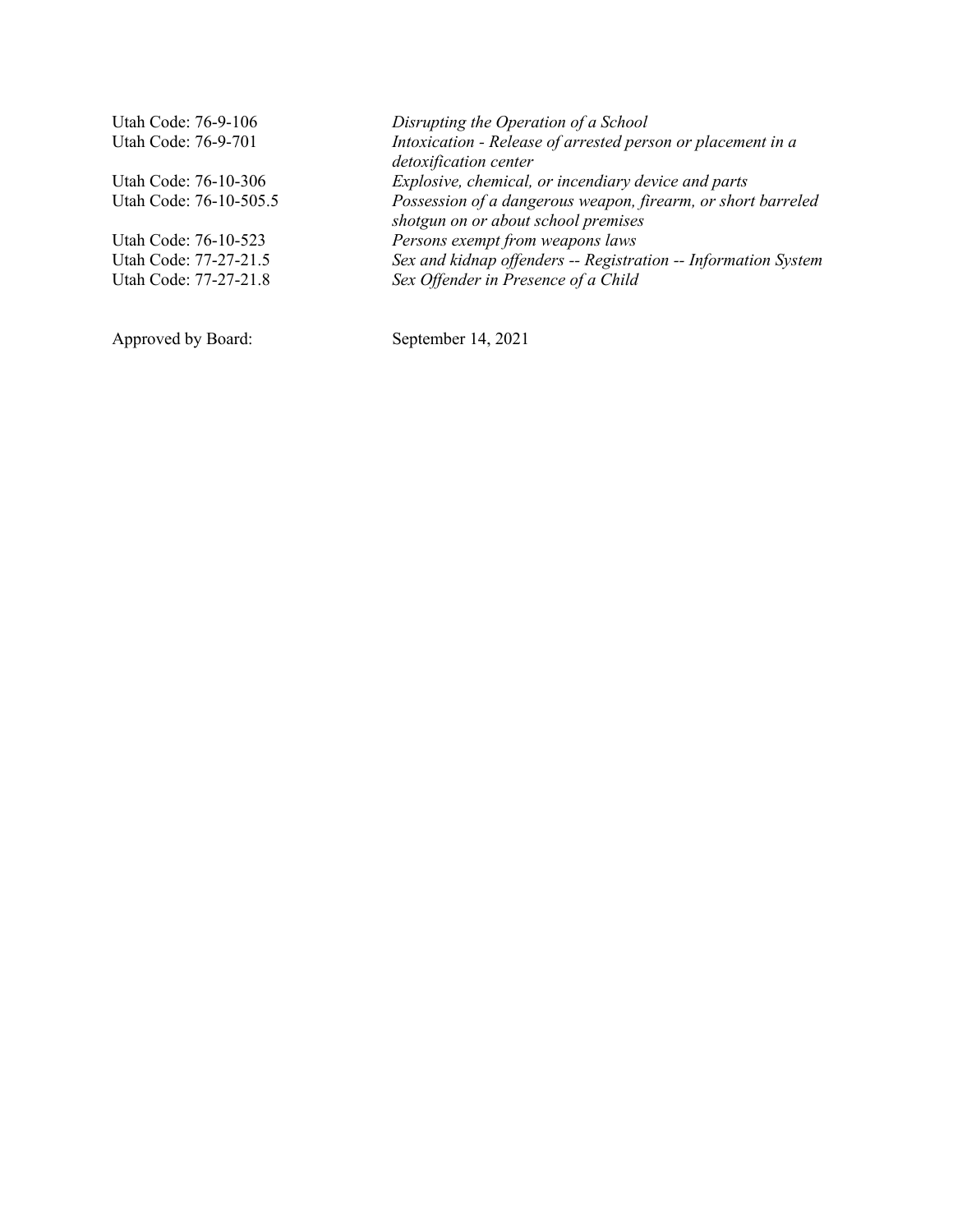| | |
|---|---|
| Utah Code: 76-9-106 | *Disrupting the Operation of a School* |
| Utah Code: 76-9-701 | *Intoxication - Release of arrested person or placement in a detoxification center* |
| Utah Code: 76-10-306 | *Explosive, chemical, or incendiary device and parts* |
| Utah Code: 76-10-505.5 | *Possession of a dangerous weapon, firearm, or short barreled shotgun on or about school premises* |
| Utah Code: 76-10-523 | *Persons exempt from weapons laws* |
| Utah Code: 77-27-21.5 | *Sex and kidnap offenders -- Registration -- Information System* |
| Utah Code: 77-27-21.8 | *Sex Offender in Presence of a Child* |

Approved by Board: September 14, 2021